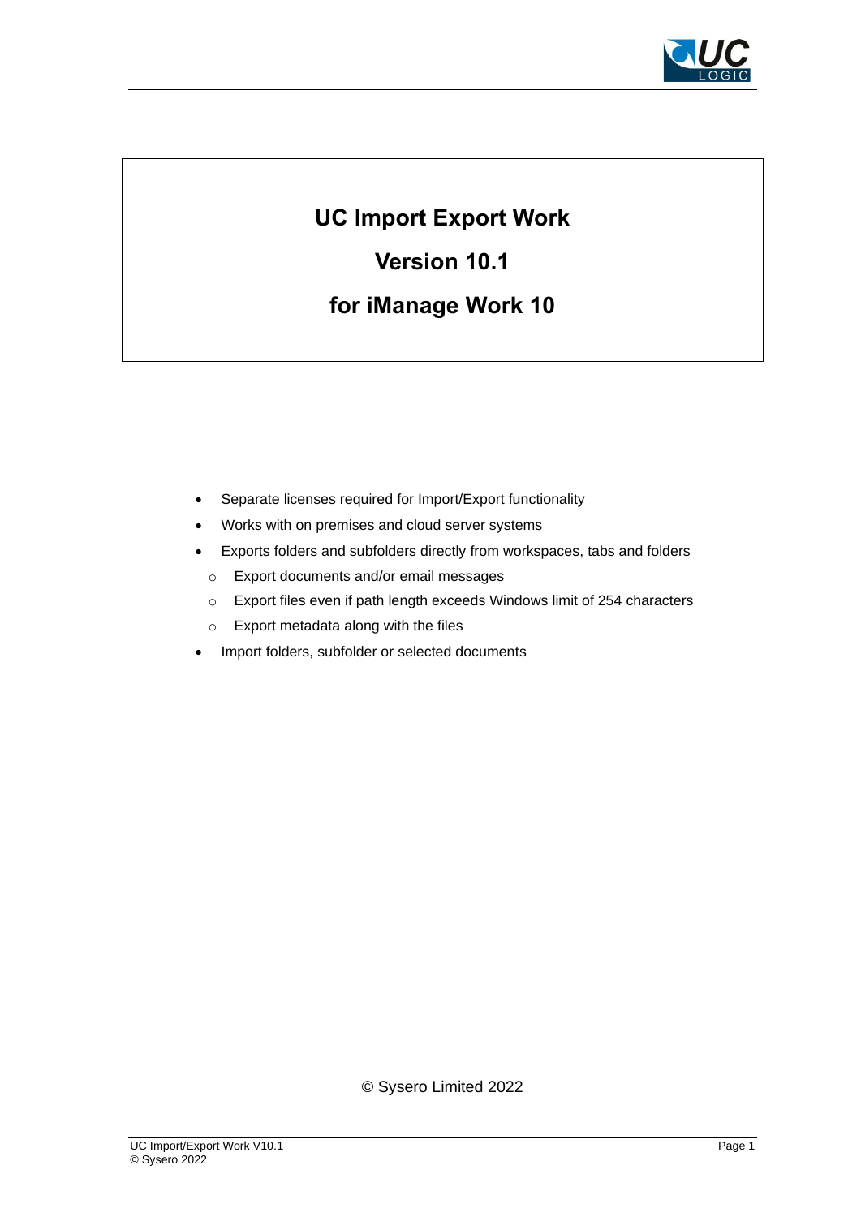# UC Import Export Work

# Version 10.1

# for iManage Work 10

- Separate licenses required for Import/Export functionality
- Works with on premises and cloud server systems
- Exports folders and subfolders directly from workspaces, tabs and folders
  - Export documents and/or email messages
  - Export files even if path length exceeds Windows limit of 254 characters
  - Export metadata along with the files
- Import folders, subfolder or selected documents

© Sysero Limited 2022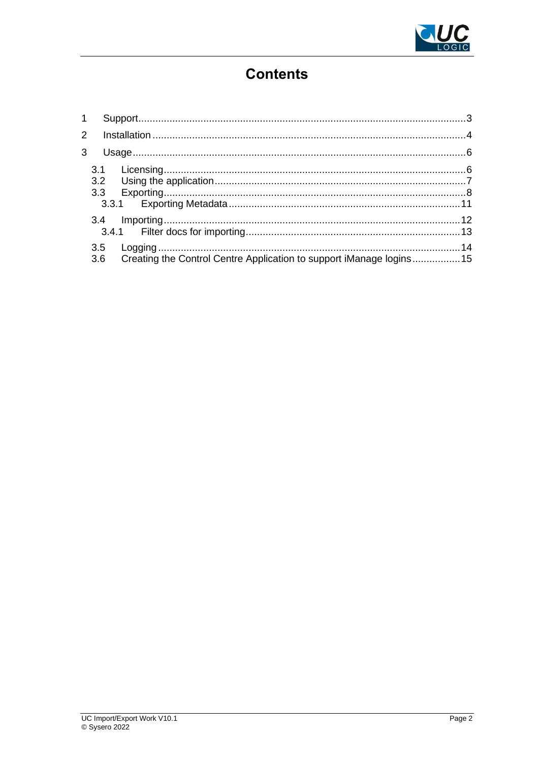# Contents

1 Support ... 3

2 Installation ... 4

3 Usage ... 6

- 3.1 Licensing ... 6
- 3.2 Using the application ... 7
- 3.3 Exporting ... 8
  - 3.3.1 Exporting Metadata ... 11
- 3.4 Importing ... 12
  - 3.4.1 Filter docs for importing ... 13
- 3.5 Logging ... 14
- 3.6 Creating the Control Centre Application to support iManage logins ... 15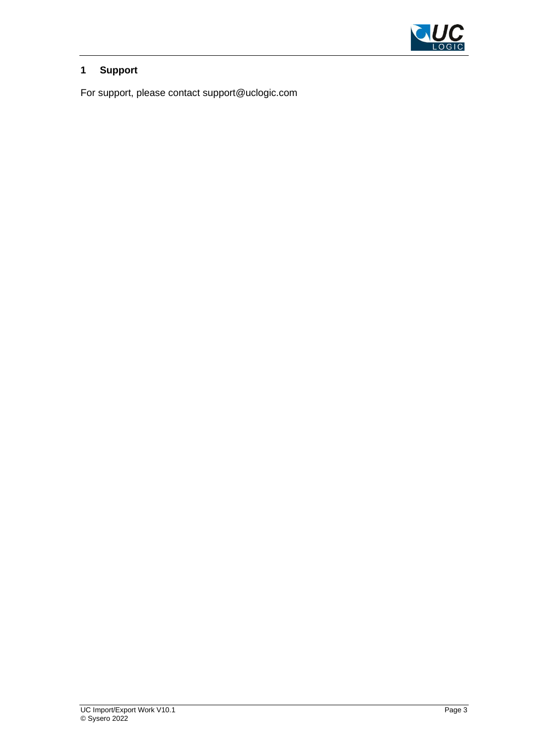# 1 Support

For support, please contact support@uclogic.com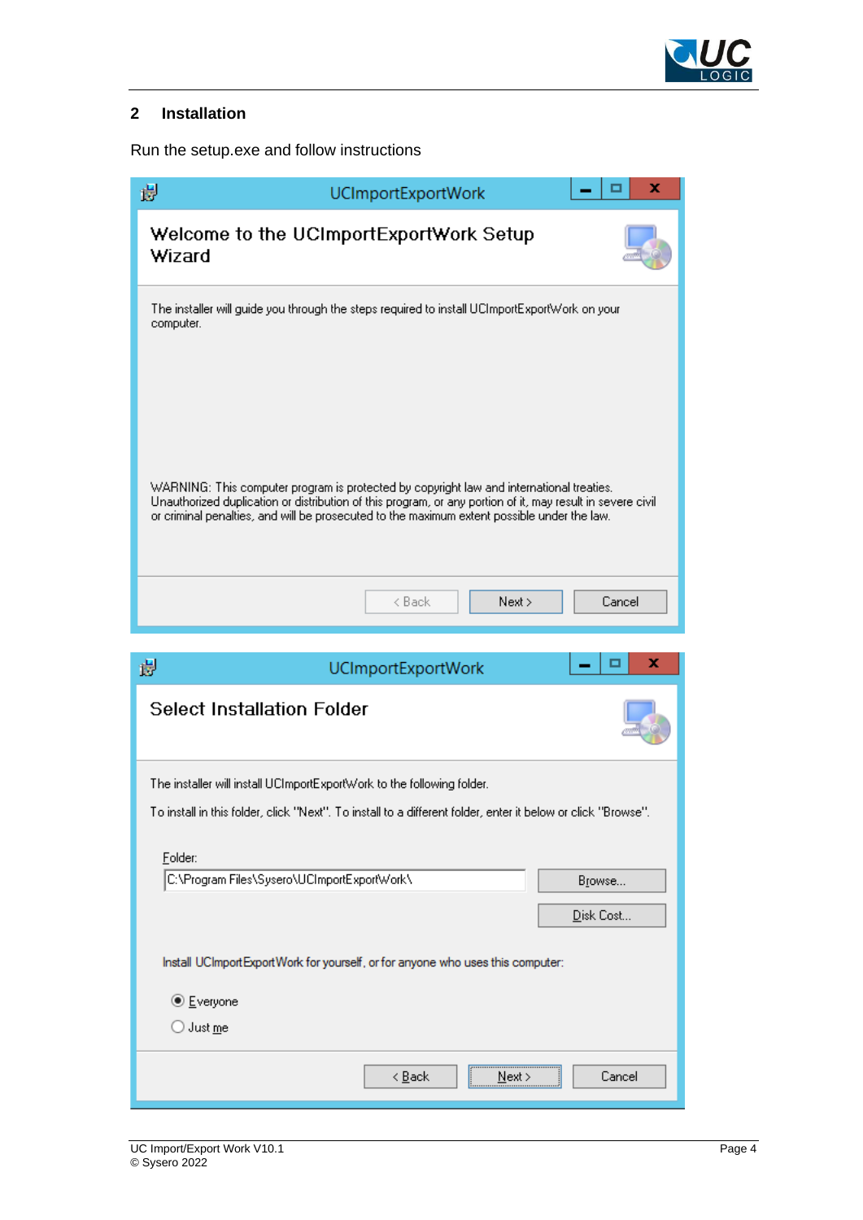## 2 Installation

Run the setup.exe and follow instructions

UCImportExportWork

**Welcome to the UCImportExportWork Setup Wizard**

The installer will guide you through the steps required to install UCImportExportWork on your computer.

WARNING: This computer program is protected by copyright law and international treaties. Unauthorized duplication or distribution of this program, or any portion of it, may result in severe civil or criminal penalties, and will be prosecuted to the maximum extent possible under the law.

< Back | Next > | Cancel

UCImportExportWork

**Select Installation Folder**

The installer will install UCImportExportWork to the following folder.

To install in this folder, click "Next". To install to a different folder, enter it below or click "Browse".

Folder:

C:\Program Files\Sysero\UCImportExportWork\

Browse...

Disk Cost...

Install UCImportExportWork for yourself, or for anyone who uses this computer:

- (•) Everyone
- ( ) Just me

< Back | Next > | Cancel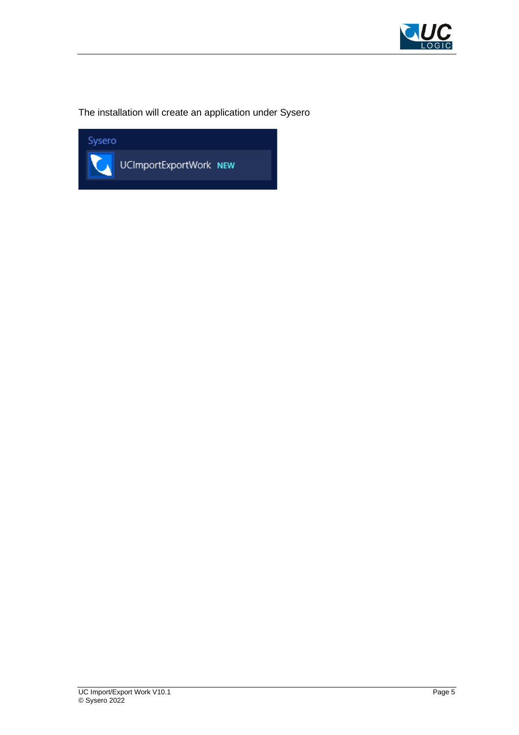The installation will create an application under Sysero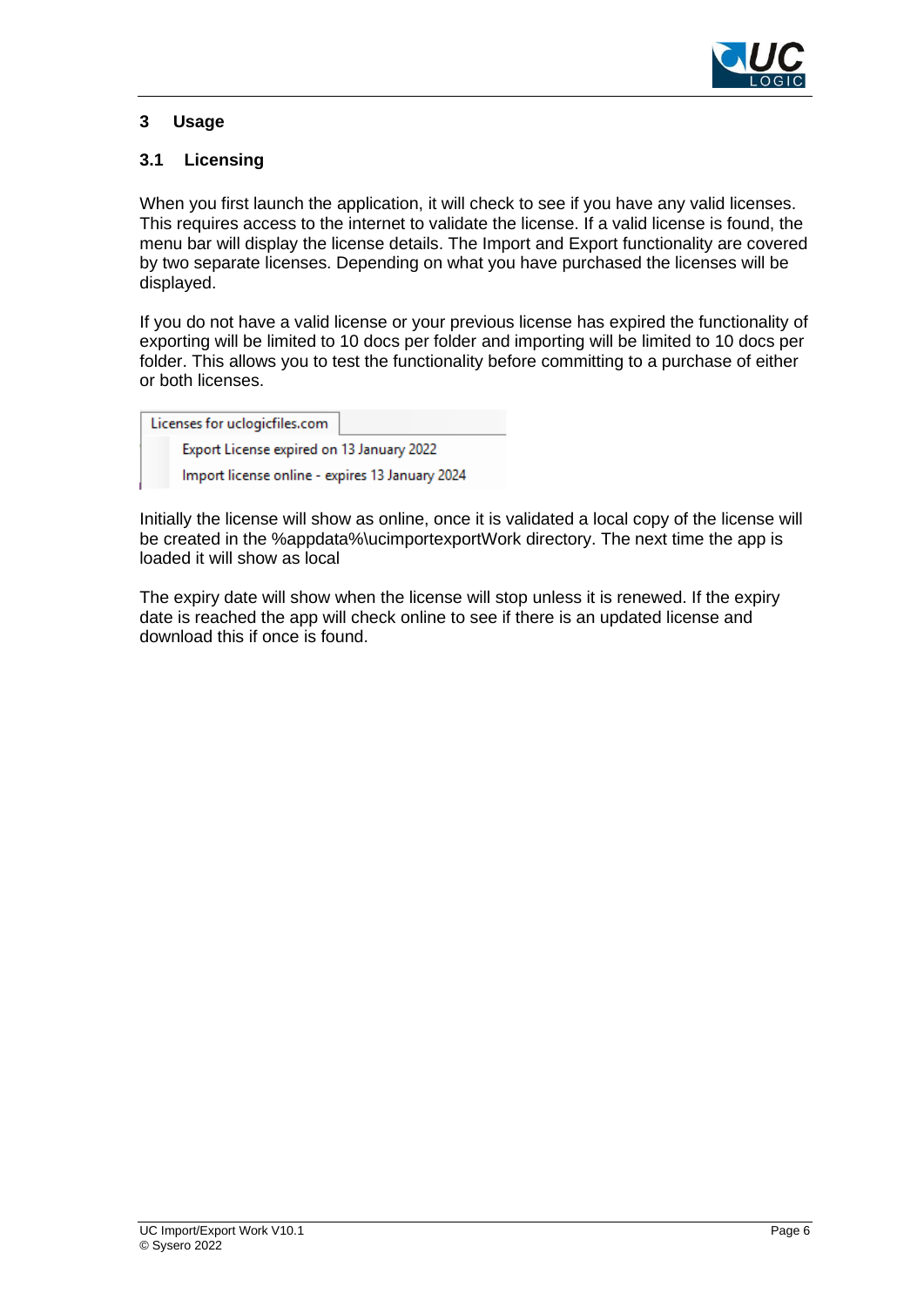# 3 Usage

## 3.1 Licensing

When you first launch the application, it will check to see if you have any valid licenses. This requires access to the internet to validate the license. If a valid license is found, the menu bar will display the license details. The Import and Export functionality are covered by two separate licenses. Depending on what you have purchased the licenses will be displayed.

If you do not have a valid license or your previous license has expired the functionality of exporting will be limited to 10 docs per folder and importing will be limited to 10 docs per folder. This allows you to test the functionality before committing to a purchase of either or both licenses.

Licenses for uclogicfiles.com

Export License expired on 13 January 2022

Import license online - expires 13 January 2024

Initially the license will show as online, once it is validated a local copy of the license will be created in the %appdata%\ucimportexportWork directory. The next time the app is loaded it will show as local

The expiry date will show when the license will stop unless it is renewed. If the expiry date is reached the app will check online to see if there is an updated license and download this if once is found.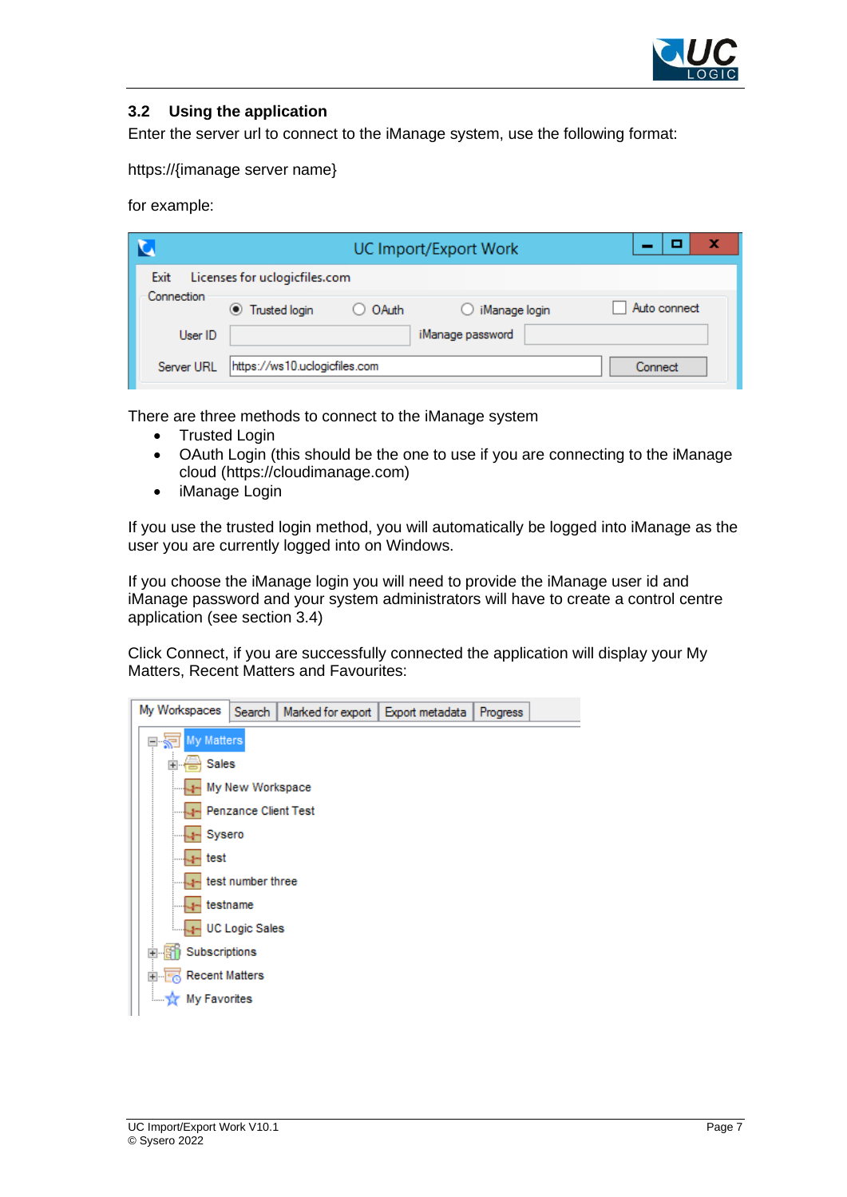## 3.2 Using the application

Enter the server url to connect to the iManage system, use the following format:

https://{imanage server name}

for example:

There are three methods to connect to the iManage system

- Trusted Login
- OAuth Login (this should be the one to use if you are connecting to the iManage cloud (https://cloudimanage.com)
- iManage Login

If you use the trusted login method, you will automatically be logged into iManage as the user you are currently logged into on Windows.

If you choose the iManage login you will need to provide the iManage user id and iManage password and your system administrators will have to create a control centre application (see section 3.4)

Click Connect, if you are successfully connected the application will display your My Matters, Recent Matters and Favourites: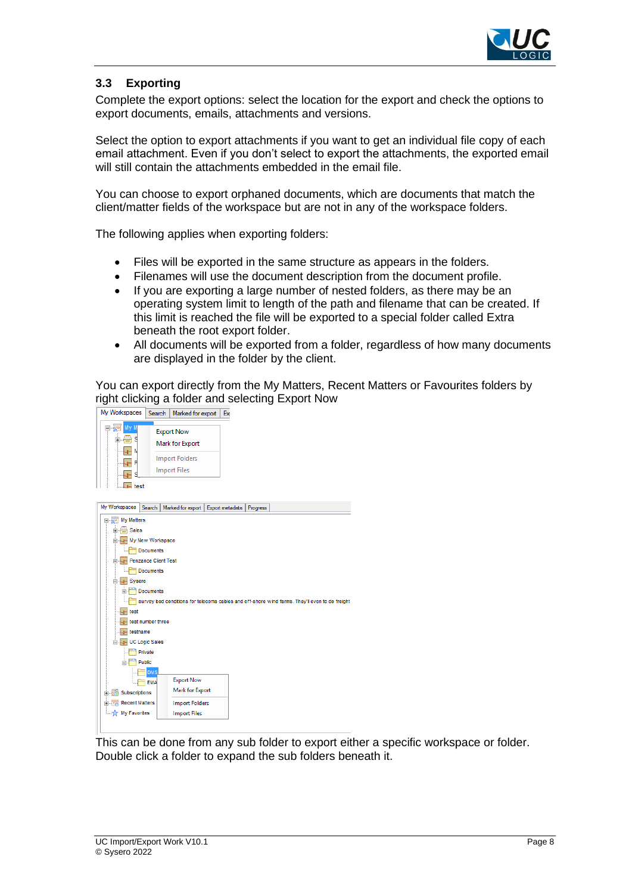## 3.3 Exporting

Complete the export options: select the location for the export and check the options to export documents, emails, attachments and versions.

Select the option to export attachments if you want to get an individual file copy of each email attachment. Even if you don't select to export the attachments, the exported email will still contain the attachments embedded in the email file.

You can choose to export orphaned documents, which are documents that match the client/matter fields of the workspace but are not in any of the workspace folders.

The following applies when exporting folders:

- Files will be exported in the same structure as appears in the folders.
- Filenames will use the document description from the document profile.
- If you are exporting a large number of nested folders, as there may be an operating system limit to length of the path and filename that can be created. If this limit is reached the file will be exported to a special folder called Extra beneath the root export folder.
- All documents will be exported from a folder, regardless of how many documents are displayed in the folder by the client.

You can export directly from the My Matters, Recent Matters or Favourites folders by right clicking a folder and selecting Export Now

This can be done from any sub folder to export either a specific workspace or folder. Double click a folder to expand the sub folders beneath it.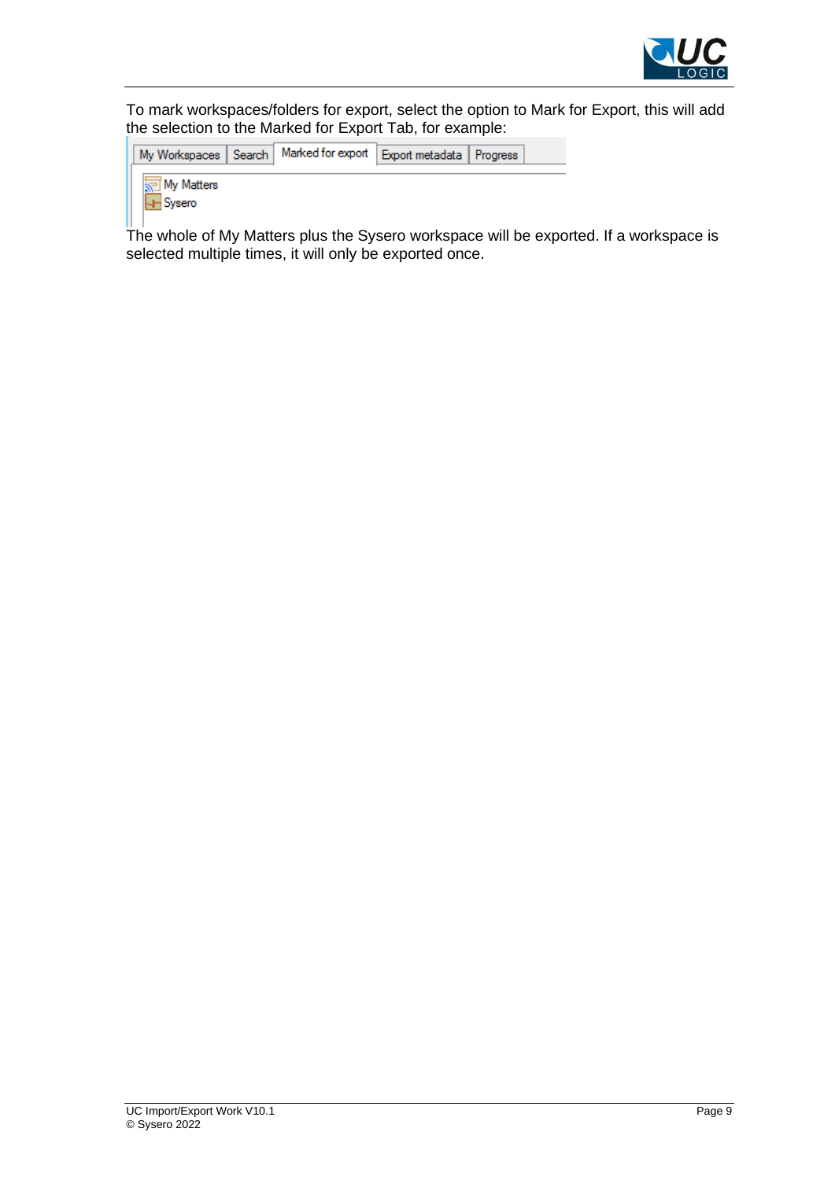To mark workspaces/folders for export, select the option to Mark for Export, this will add the selection to the Marked for Export Tab, for example:

My Workspaces | Search | Marked for export | Export metadata | Progress

My Matters
Sysero

The whole of My Matters plus the Sysero workspace will be exported. If a workspace is selected multiple times, it will only be exported once.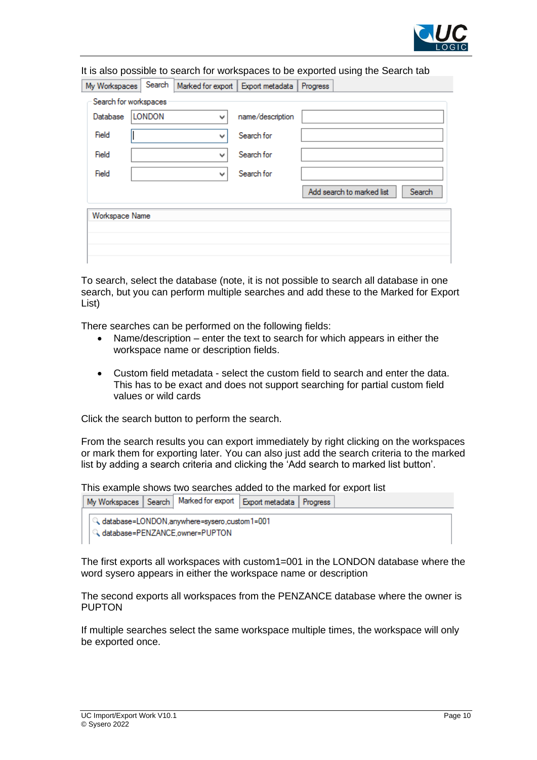It is also possible to search for workspaces to be exported using the Search tab

To search, select the database (note, it is not possible to search all database in one search, but you can perform multiple searches and add these to the Marked for Export List)

There searches can be performed on the following fields:

- Name/description – enter the text to search for which appears in either the workspace name or description fields.
- Custom field metadata - select the custom field to search and enter the data. This has to be exact and does not support searching for partial custom field values or wild cards

Click the search button to perform the search.

From the search results you can export immediately by right clicking on the workspaces or mark them for exporting later. You can also just add the search criteria to the marked list by adding a search criteria and clicking the 'Add search to marked list button'.

This example shows two searches added to the marked for export list

The first exports all workspaces with custom1=001 in the LONDON database where the word sysero appears in either the workspace name or description

The second exports all workspaces from the PENZANCE database where the owner is PUPTON

If multiple searches select the same workspace multiple times, the workspace will only be exported once.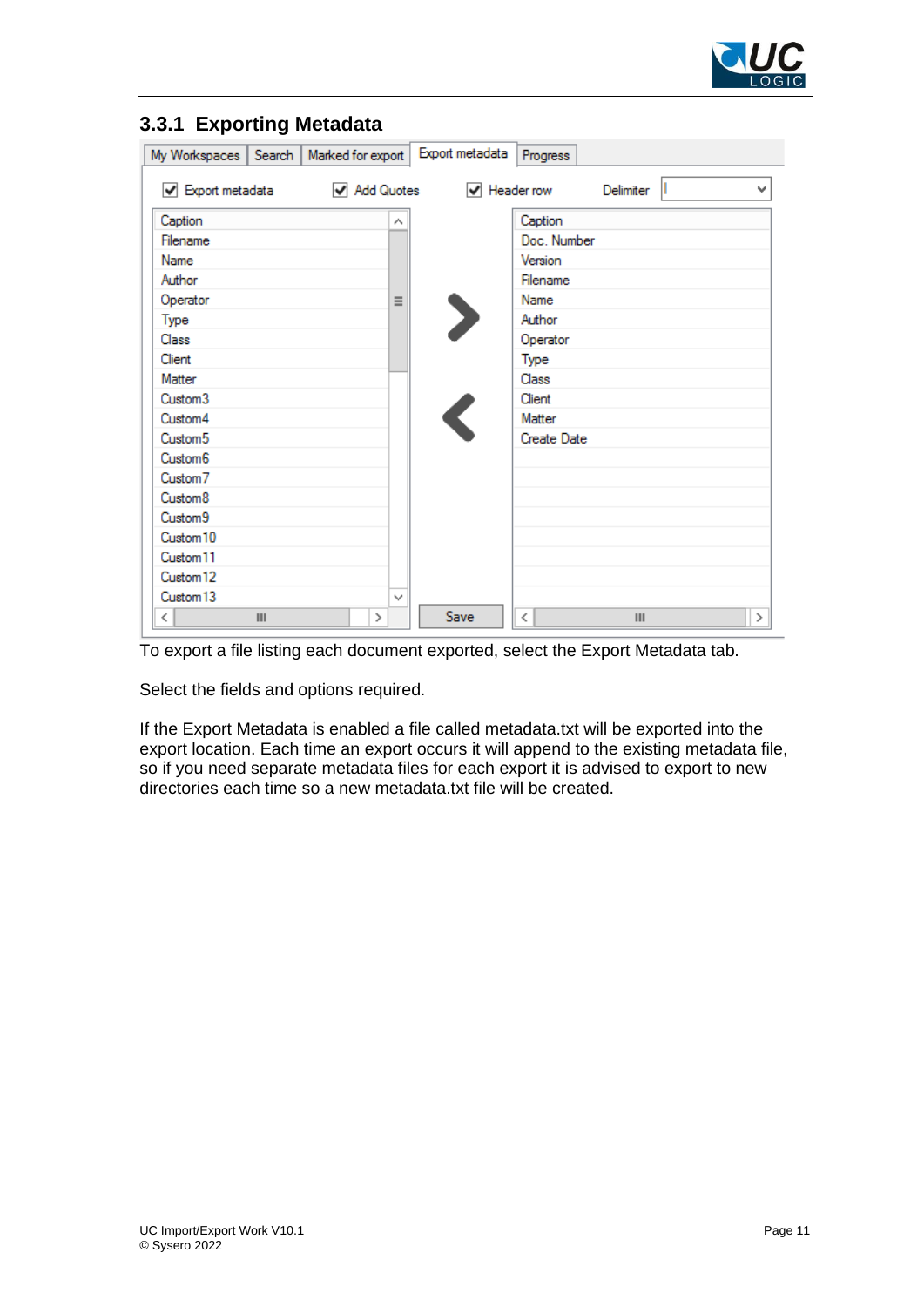### 3.3.1 Exporting Metadata

To export a file listing each document exported, select the Export Metadata tab.

Select the fields and options required.

If the Export Metadata is enabled a file called metadata.txt will be exported into the export location. Each time an export occurs it will append to the existing metadata file, so if you need separate metadata files for each export it is advised to export to new directories each time so a new metadata.txt file will be created.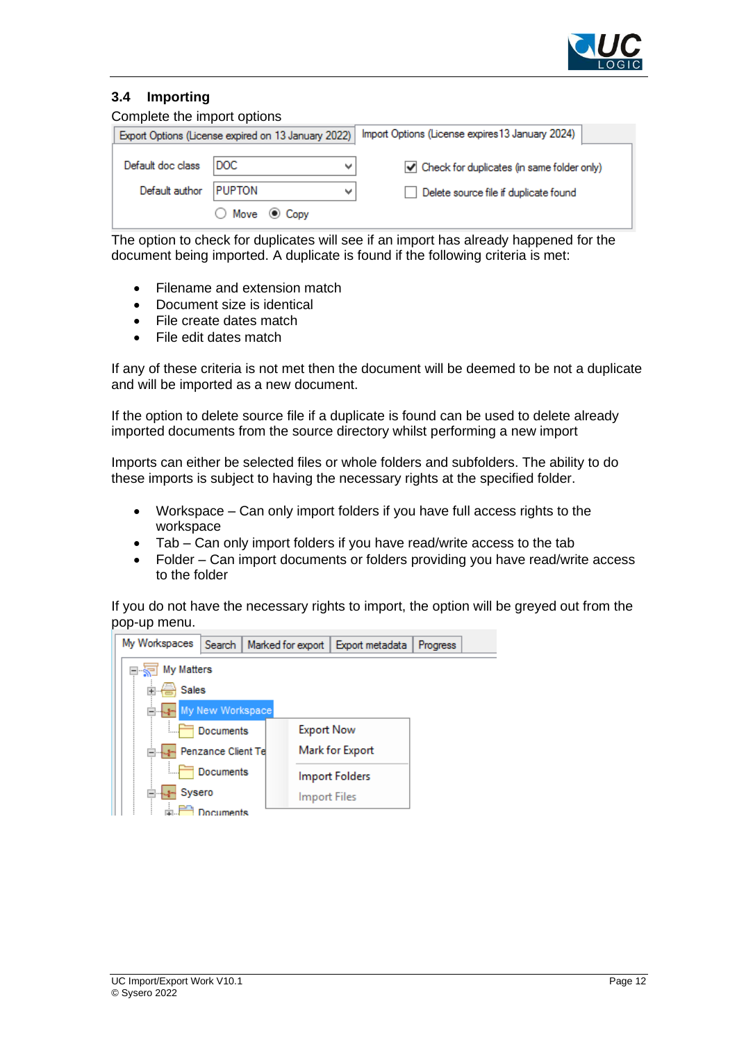## 3.4 Importing

Complete the import options

The option to check for duplicates will see if an import has already happened for the document being imported. A duplicate is found if the following criteria is met:

- Filename and extension match
- Document size is identical
- File create dates match
- File edit dates match

If any of these criteria is not met then the document will be deemed to be not a duplicate and will be imported as a new document.

If the option to delete source file if a duplicate is found can be used to delete already imported documents from the source directory whilst performing a new import

Imports can either be selected files or whole folders and subfolders. The ability to do these imports is subject to having the necessary rights at the specified folder.

- Workspace – Can only import folders if you have full access rights to the workspace
- Tab – Can only import folders if you have read/write access to the tab
- Folder – Can import documents or folders providing you have read/write access to the folder

If you do not have the necessary rights to import, the option will be greyed out from the pop-up menu.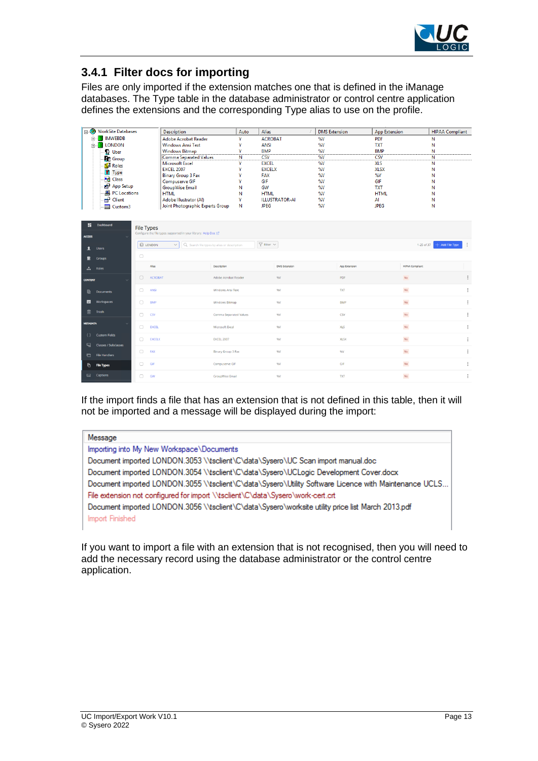### 3.4.1 Filter docs for importing

Files are only imported if the extension matches one that is defined in the iManage databases. The Type table in the database administrator or control centre application defines the extensions and the corresponding Type alias to use on the profile.

| Description | Auto | Alias | DMS Extension | App Extension | HIPAA Compliant |
|---|---|---|---|---|---|
| Adobe Acrobat Reader | Y | ACROBAT | %V | PDF | N |
| Windows Ansi Text | Y | ANSI | %V | TXT | N |
| Windows Bitmap | Y | BMP | %V | BMP | N |
| Comma Separated Values | N | CSV | %V | CSV | N |
| Microsoft Excel | Y | EXCEL | %V | XLS | N |
| EXCEL 2007 | Y | EXCELX | %V | XLSX | N |
| Binary Group 3 Fax | Y | FAX | %V | %V | N |
| Compuserve GIF | Y | GIF | %V | GIF | N |
| GroupWise Email | N | GW | %V | TXT | N |
| HTML | N | HTML | %V | HTML | N |
| Adobe Illustrator (AI) | Y | ILLUSTRATOR-AI | %V | AI | N |
| Joint Photographic Experts Group | N | JPEG | %V | JPEG | N |

**File Types**

| Alias | Description | DMS Extension | App Extension | HIPAA Compliant |
|---|---|---|---|---|
| ACROBAT | Adobe Acrobat Reader | %V | PDF | No |
| ANSI | Windows Ansi Text | %V | TXT | No |
| BMP | Windows Bitmap | %V | BMP | No |
| CSV | Comma Separated Values | %V | CSV | No |
| EXCEL | Microsoft Excel | %V | XLS | No |
| EXCELX | EXCEL 2007 | %V | XLSX | No |
| FAX | Binary Group 3 Fax | %V | %V | No |
| GIF | Compuserve GIF | %V | GIF | No |
| GW | GroupWise Email | %V | TXT | No |

If the import finds a file that has an extension that is not defined in this table, then it will not be imported and a message will be displayed during the import:

| Message |
|---|
| Importing into My New Workspace\Documents |
| Document imported LONDON.3053 \\tsclient\C\data\Sysero\UC Scan import manual.doc |
| Document imported LONDON.3054 \\tsclient\C\data\Sysero\UCLogic Development Cover.docx |
| Document imported LONDON.3055 \\tsclient\C\data\Sysero\Utility Software Licence with Maintenance UCLS... |
| File extension not configured for import \\tsclient\C\data\Sysero\work-cert.crt |
| Document imported LONDON.3056 \\tsclient\C\data\Sysero\worksite utility price list March 2013.pdf |
| Import Finished |

If you want to import a file with an extension that is not recognised, then you will need to add the necessary record using the database administrator or the control centre application.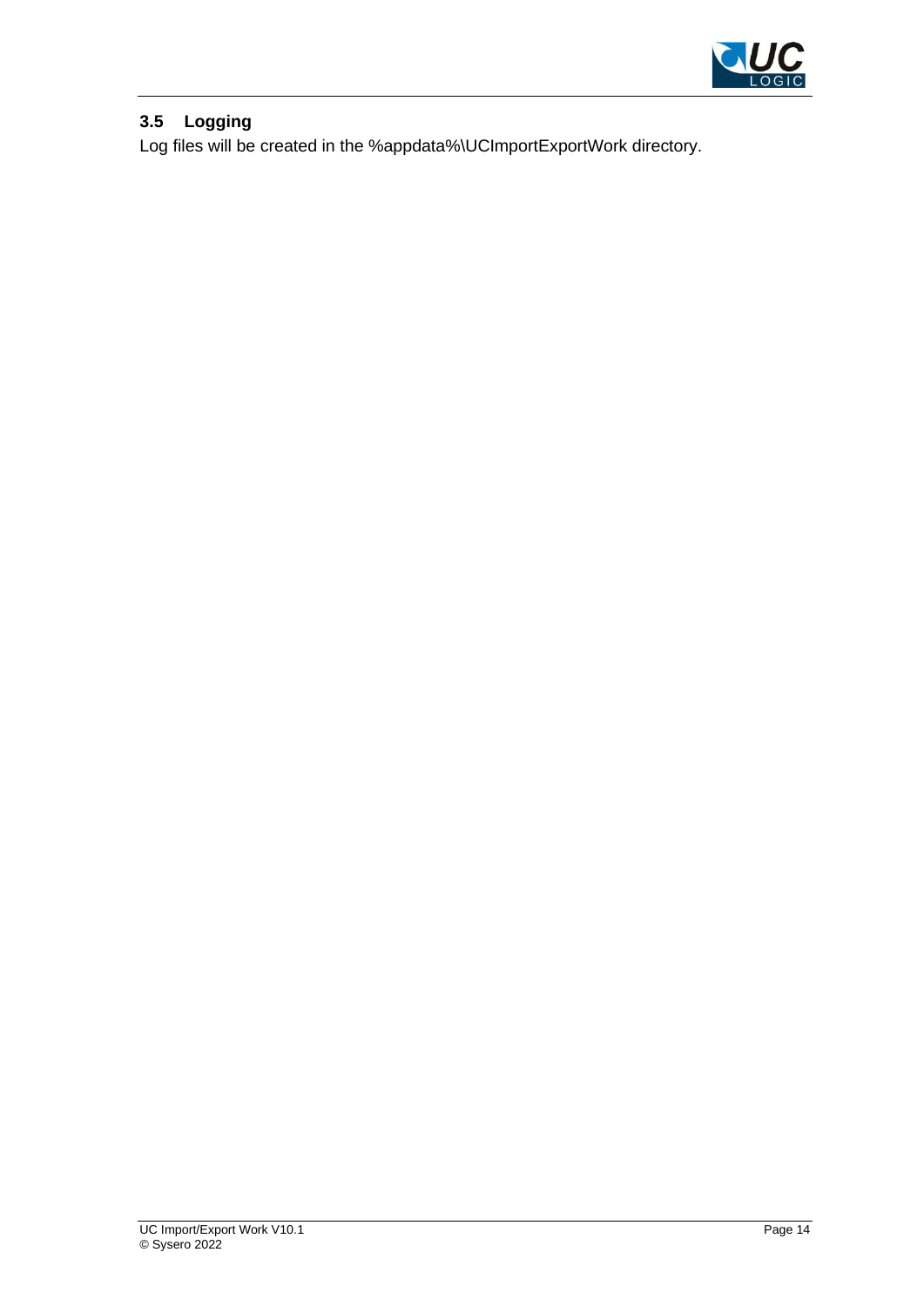### 3.5 Logging

Log files will be created in the %appdata%\UCImportExportWork directory.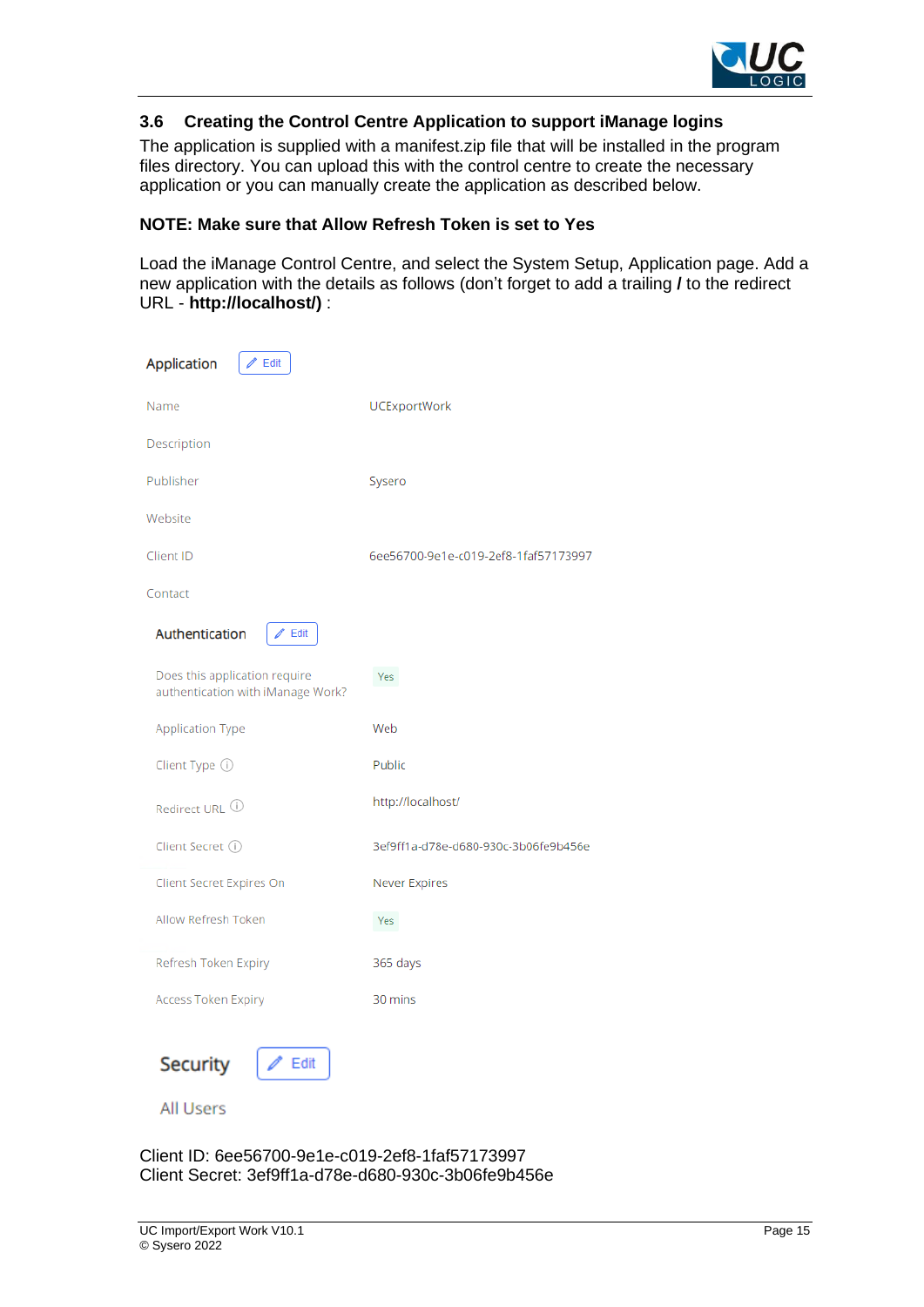### 3.6 Creating the Control Centre Application to support iManage logins

The application is supplied with a manifest.zip file that will be installed in the program files directory. You can upload this with the control centre to create the necessary application or you can manually create the application as described below.

**NOTE: Make sure that Allow Refresh Token is set to Yes**

Load the iManage Control Centre, and select the System Setup, Application page. Add a new application with the details as follows (don't forget to add a trailing **/** to the redirect URL - **http://localhost/)** :

**Application** Edit

| | |
|---|---|
| Name | UCExportWork |
| Description | |
| Publisher | Sysero |
| Website | |
| Client ID | 6ee56700-9e1e-c019-2ef8-1faf57173997 |
| Contact | |

**Authentication** Edit

| | |
|---|---|
| Does this application require authentication with iManage Work? | Yes |
| Application Type | Web |
| Client Type | Public |
| Redirect URL | http://localhost/ |
| Client Secret | 3ef9ff1a-d78e-d680-930c-3b06fe9b456e |
| Client Secret Expires On | Never Expires |
| Allow Refresh Token | Yes |
| Refresh Token Expiry | 365 days |
| Access Token Expiry | 30 mins |

**Security** Edit

All Users

Client ID: 6ee56700-9e1e-c019-2ef8-1faf57173997
Client Secret: 3ef9ff1a-d78e-d680-930c-3b06fe9b456e